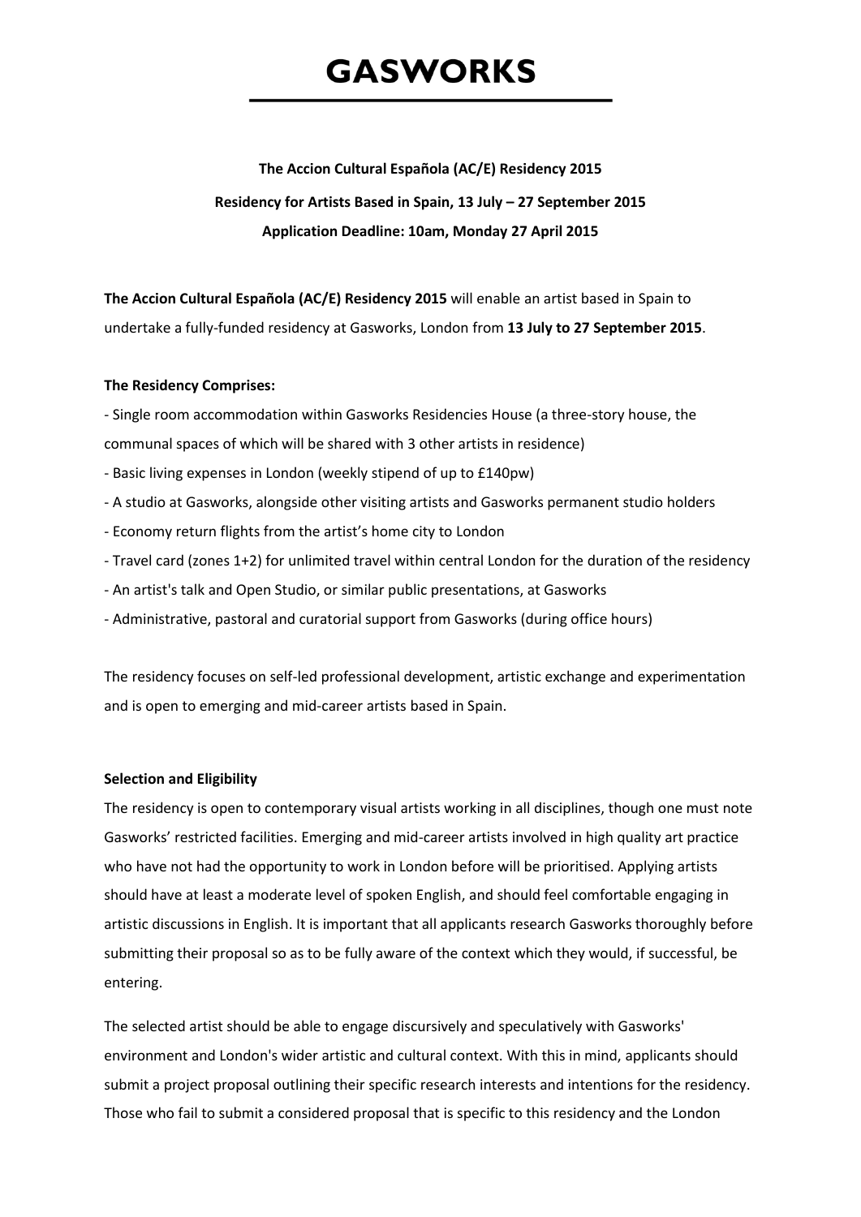# GASWORKS

**The Accion Cultural Española (AC/E) Residency 2015**

**Residency for Artists Based in Spain, 13 July – 27 September 2015**

**Application Deadline: 10am, Monday 27 April 2015**

**The Accion Cultural Española (AC/E) Residency 2015** will enable an artist based in Spain to undertake a fully-funded residency at Gasworks, London from **13 July to 27 September 2015**.

**The Residency Comprises:**

- Single room accommodation within Gasworks Residencies House (a three-story house, the communal spaces of which will be shared with 3 other artists in residence)
- Basic living expenses in London (weekly stipend of up to £140pw)
- A studio at Gasworks, alongside other visiting artists and Gasworks permanent studio holders
- Economy return flights from the artist's home city to London
- Travel card (zones 1+2) for unlimited travel within central London for the duration of the residency
- An artist's talk and Open Studio, or similar public presentations, at Gasworks
- Administrative, pastoral and curatorial support from Gasworks (during office hours)

The residency focuses on self-led professional development, artistic exchange and experimentation and is open to emerging and mid-career artists based in Spain.

**Selection and Eligibility**

The residency is open to contemporary visual artists working in all disciplines, though one must note Gasworks' restricted facilities. Emerging and mid-career artists involved in high quality art practice who have not had the opportunity to work in London before will be prioritised. Applying artists should have at least a moderate level of spoken English, and should feel comfortable engaging in artistic discussions in English. It is important that all applicants research Gasworks thoroughly before submitting their proposal so as to be fully aware of the context which they would, if successful, be entering.

The selected artist should be able to engage discursively and speculatively with Gasworks' environment and London's wider artistic and cultural context. With this in mind, applicants should submit a project proposal outlining their specific research interests and intentions for the residency. Those who fail to submit a considered proposal that is specific to this residency and the London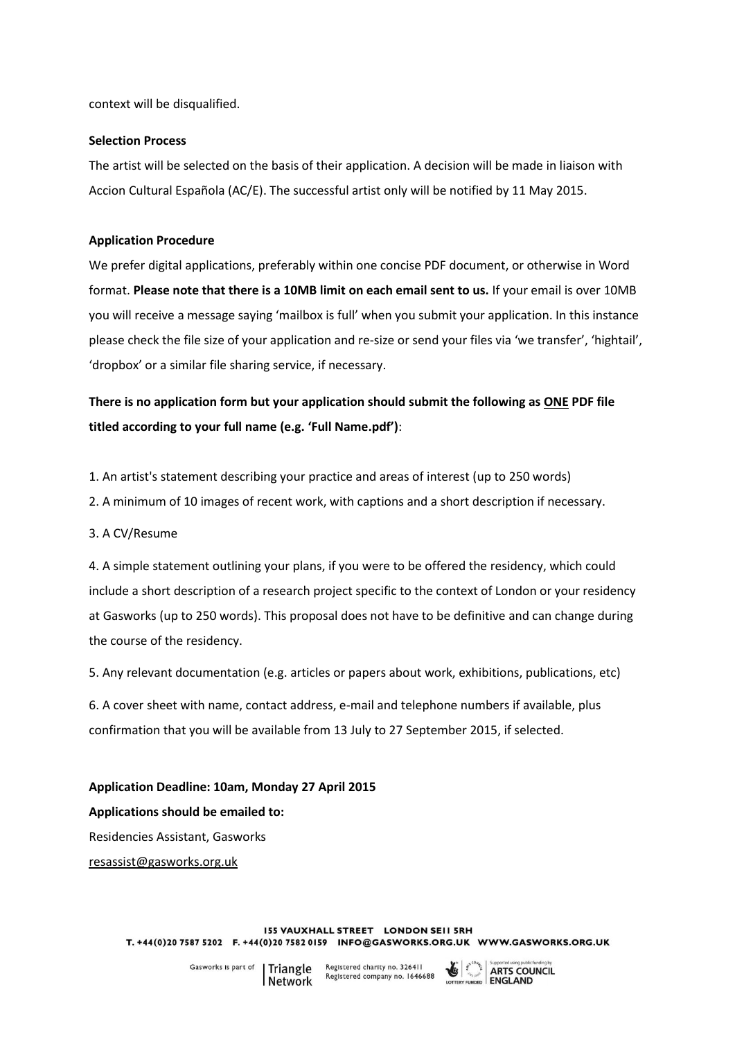context will be disqualified.

**Selection Process**

The artist will be selected on the basis of their application. A decision will be made in liaison with Accion Cultural Española (AC/E). The successful artist only will be notified by 11 May 2015.

**Application Procedure**

We prefer digital applications, preferably within one concise PDF document, or otherwise in Word format. **Please note that there is a 10MB limit on each email sent to us.** If your email is over 10MB you will receive a message saying 'mailbox is full' when you submit your application. In this instance please check the file size of your application and re-size or send your files via 'we transfer', 'hightail', 'dropbox' or a similar file sharing service, if necessary.

**There is no application form but your application should submit the following as ONE PDF file titled according to your full name (e.g. 'Full Name.pdf')**:

1. An artist's statement describing your practice and areas of interest (up to 250 words)
2. A minimum of 10 images of recent work, with captions and a short description if necessary.
3. A CV/Resume
4. A simple statement outlining your plans, if you were to be offered the residency, which could include a short description of a research project specific to the context of London or your residency at Gasworks (up to 250 words). This proposal does not have to be definitive and can change during the course of the residency.
5. Any relevant documentation (e.g. articles or papers about work, exhibitions, publications, etc)
6. A cover sheet with name, contact address, e-mail and telephone numbers if available, plus confirmation that you will be available from 13 July to 27 September 2015, if selected.

**Application Deadline: 10am, Monday 27 April 2015**

**Applications should be emailed to:**

Residencies Assistant, Gasworks

resassist@gasworks.org.uk

155 VAUXHALL STREET LONDON SE11 5RH
T. +44(0)20 7587 5202 F. +44(0)20 7582 0159 INFO@GASWORKS.ORG.UK WWW.GASWORKS.ORG.UK

Gasworks is part of Triangle Network Registered charity no. 326411 Registered company no. 1646688 LOTTERY FUNDED Supported using public funding by ARTS COUNCIL ENGLAND